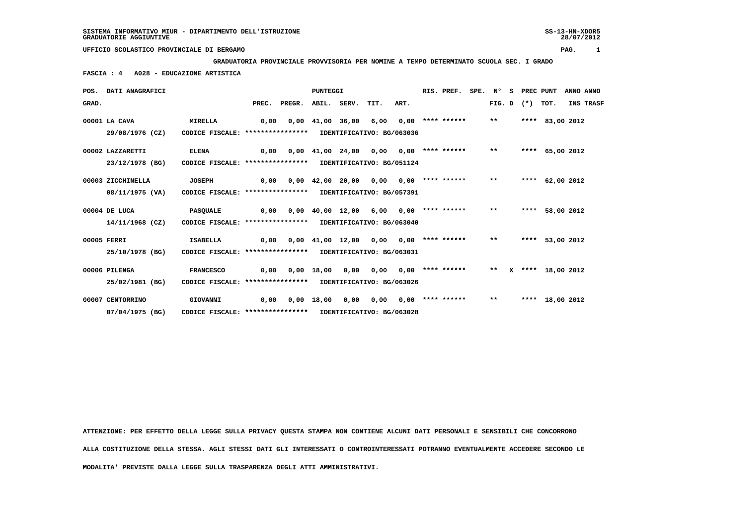SISTEMA INFORMATIVO MIUR - DIPARTIMENTO DELL'ISTRUZIONE
GRADUATORIE AGGIUNTIVE

UFFICIO SCOLASTICO PROVINCIALE DI BERGAMO

**GRADUATORIA PROVINCIALE PROVVISORIA PER NOMINE A TEMPO DETERMINATO SCUOLA SEC. I GRADO**

**FASCIA : 4 A028 - EDUCAZIONE ARTISTICA**

| POS. GRAD. | DATI ANAGRAFICI | | PREC. | PREGR. | ABIL. | SERV. | TIT. | ART. | RIS. PREF. | SPE. | N° FIG. | S D | PREC (*) | PUNT TOT. | ANNO INS | ANNO TRASF |
|---|---|---|---|---|---|---|---|---|---|---|---|---|---|---|---|---|
| 00001 | LA CAVA | MIRELLA | 0,00 | 0,00 | 41,00 | 36,00 | 6,00 | 0,00 | **** ****** | | ** | | **** | 83,00 | 2012 | |
| | 29/08/1976 (CZ) | CODICE FISCALE: **************** IDENTIFICATIVO: BG/063036 | | | | | | | | | | | | | | |
| 00002 | LAZZARETTI | ELENA | 0,00 | 0,00 | 41,00 | 24,00 | 0,00 | 0,00 | **** ****** | | ** | | **** | 65,00 | 2012 | |
| | 23/12/1978 (BG) | CODICE FISCALE: **************** IDENTIFICATIVO: BG/051124 | | | | | | | | | | | | | | |
| 00003 | ZICCHINELLA | JOSEPH | 0,00 | 0,00 | 42,00 | 20,00 | 0,00 | 0,00 | **** ****** | | ** | | **** | 62,00 | 2012 | |
| | 08/11/1975 (VA) | CODICE FISCALE: **************** IDENTIFICATIVO: BG/057391 | | | | | | | | | | | | | | |
| 00004 | DE LUCA | PASQUALE | 0,00 | 0,00 | 40,00 | 12,00 | 6,00 | 0,00 | **** ****** | | ** | | **** | 58,00 | 2012 | |
| | 14/11/1968 (CZ) | CODICE FISCALE: **************** IDENTIFICATIVO: BG/063040 | | | | | | | | | | | | | | |
| 00005 | FERRI | ISABELLA | 0,00 | 0,00 | 41,00 | 12,00 | 0,00 | 0,00 | **** ****** | | ** | | **** | 53,00 | 2012 | |
| | 25/10/1978 (BG) | CODICE FISCALE: **************** IDENTIFICATIVO: BG/063031 | | | | | | | | | | | | | | |
| 00006 | PILENGA | FRANCESCO | 0,00 | 0,00 | 18,00 | 0,00 | 0,00 | 0,00 | **** ****** | | ** | X | **** | 18,00 | 2012 | |
| | 25/02/1981 (BG) | CODICE FISCALE: **************** IDENTIFICATIVO: BG/063026 | | | | | | | | | | | | | | |
| 00007 | CENTORRINO | GIOVANNI | 0,00 | 0,00 | 18,00 | 0,00 | 0,00 | 0,00 | **** ****** | | ** | | **** | 18,00 | 2012 | |
| | 07/04/1975 (BG) | CODICE FISCALE: **************** IDENTIFICATIVO: BG/063028 | | | | | | | | | | | | | | |

ATTENZIONE: PER EFFETTO DELLA LEGGE SULLA PRIVACY QUESTA STAMPA NON CONTIENE ALCUNI DATI PERSONALI E SENSIBILI CHE CONCORRONO ALLA COSTITUZIONE DELLA STESSA. AGLI STESSI DATI GLI INTERESSATI O CONTROINTERESSATI POTRANNO EVENTUALMENTE ACCEDERE SECONDO LE MODALITA' PREVISTE DALLA LEGGE SULLA TRASPARENZA DEGLI ATTI AMMINISTRATIVI.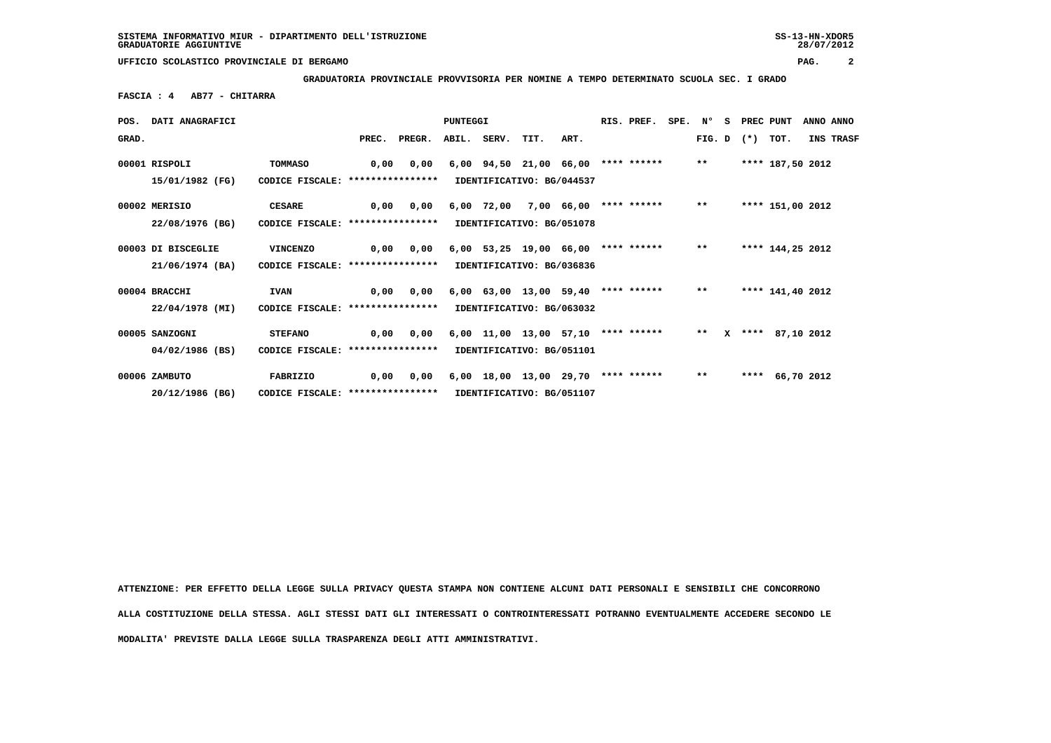SISTEMA INFORMATIVO MIUR - DIPARTIMENTO DELL'ISTRUZIONE
GRADUATORIE AGGIUNTIVE

UFFICIO SCOLASTICO PROVINCIALE DI BERGAMO

**GRADUATORIA PROVINCIALE PROVVISORIA PER NOMINE A TEMPO DETERMINATO SCUOLA SEC. I GRADO**

**FASCIA : 4 AB77 - CHITARRA**

| POS. GRAD. | DATI ANAGRAFICI | | PREC. | PREGR. | ABIL. | SERV. | TIT. | ART. | RIS. PREF. | SPE. | N° FIG. | S D | PREC (*) | PUNT TOT. | ANNO INS | ANNO TRASF |
|---|---|---|---|---|---|---|---|---|---|---|---|---|---|---|---|---|
| 00001 | RISPOLI 15/01/1982 (FG) | TOMMASO CODICE FISCALE: **************** IDENTIFICATIVO: BG/044537 | 0,00 | 0,00 | 6,00 | 94,50 | 21,00 | 66,00 | **** ****** | | ** | | **** | 187,50 | 2012 | |
| 00002 | MERISIO 22/08/1976 (BG) | CESARE CODICE FISCALE: **************** IDENTIFICATIVO: BG/051078 | 0,00 | 0,00 | 6,00 | 72,00 | 7,00 | 66,00 | **** ****** | | ** | | **** | 151,00 | 2012 | |
| 00003 | DI BISCEGLIE 21/06/1974 (BA) | VINCENZO CODICE FISCALE: **************** IDENTIFICATIVO: BG/036836 | 0,00 | 0,00 | 6,00 | 53,25 | 19,00 | 66,00 | **** ****** | | ** | | **** | 144,25 | 2012 | |
| 00004 | BRACCHI 22/04/1978 (MI) | IVAN CODICE FISCALE: **************** IDENTIFICATIVO: BG/063032 | 0,00 | 0,00 | 6,00 | 63,00 | 13,00 | 59,40 | **** ****** | | ** | | **** | 141,40 | 2012 | |
| 00005 | SANZOGNI 04/02/1986 (BS) | STEFANO CODICE FISCALE: **************** IDENTIFICATIVO: BG/051101 | 0,00 | 0,00 | 6,00 | 11,00 | 13,00 | 57,10 | **** ****** | | ** | X | **** | 87,10 | 2012 | |
| 00006 | ZAMBUTO 20/12/1986 (BG) | FABRIZIO CODICE FISCALE: **************** IDENTIFICATIVO: BG/051107 | 0,00 | 0,00 | 6,00 | 18,00 | 13,00 | 29,70 | **** ****** | | ** | | **** | 66,70 | 2012 | |

**ATTENZIONE: PER EFFETTO DELLA LEGGE SULLA PRIVACY QUESTA STAMPA NON CONTIENE ALCUNI DATI PERSONALI E SENSIBILI CHE CONCORRONO ALLA COSTITUZIONE DELLA STESSA. AGLI STESSI DATI GLI INTERESSATI O CONTROINTERESSATI POTRANNO EVENTUALMENTE ACCEDERE SECONDO LE MODALITA' PREVISTE DALLA LEGGE SULLA TRASPARENZA DEGLI ATTI AMMINISTRATIVI.**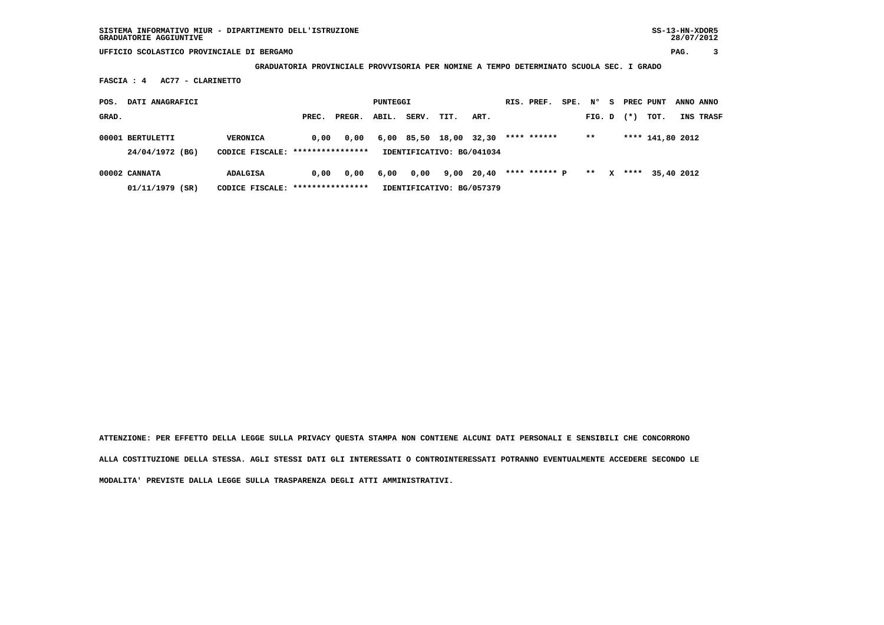**UFFICIO SCOLASTICO PROVINCIALE DI BERGAMO**

**GRADUATORIA PROVINCIALE PROVVISORIA PER NOMINE A TEMPO DETERMINATO SCUOLA SEC. I GRADO**

**FASCIA : 4 AC77 - CLARINETTO**

| POS. GRAD. | DATI ANAGRAFICI | | PREC. | PREGR. | ABIL. | SERV. | TIT. | ART. | RIS. | PREF. | SPE. | N° FIG. | S D | PREC (*) | PUNT TOT. | ANNO INS | ANNO TRASF |
|---|---|---|---|---|---|---|---|---|---|---|---|---|---|---|---|---|---|
| 00001 | BERTULETTI | VERONICA | 0,00 | 0,00 | 6,00 | 85,50 | 18,00 | 32,30 | **** | ****** | | ** | | **** | 141,80 | 2012 | |
| | 24/04/1972 (BG) | CODICE FISCALE: **************** | IDENTIFICATIVO: BG/041034 | | | | | | | | | | | | | | |
| 00002 | CANNATA | ADALGISA | 0,00 | 0,00 | 6,00 | 0,00 | 9,00 | 20,40 | **** | ****** | P | ** | X | **** | 35,40 | 2012 | |
| | 01/11/1979 (SR) | CODICE FISCALE: **************** | IDENTIFICATIVO: BG/057379 | | | | | | | | | | | | | | |

**ATTENZIONE: PER EFFETTO DELLA LEGGE SULLA PRIVACY QUESTA STAMPA NON CONTIENE ALCUNI DATI PERSONALI E SENSIBILI CHE CONCORRONO ALLA COSTITUZIONE DELLA STESSA. AGLI STESSI DATI GLI INTERESSATI O CONTROINTERESSATI POTRANNO EVENTUALMENTE ACCEDERE SECONDO LE MODALITA' PREVISTE DALLA LEGGE SULLA TRASPARENZA DEGLI ATTI AMMINISTRATIVI.**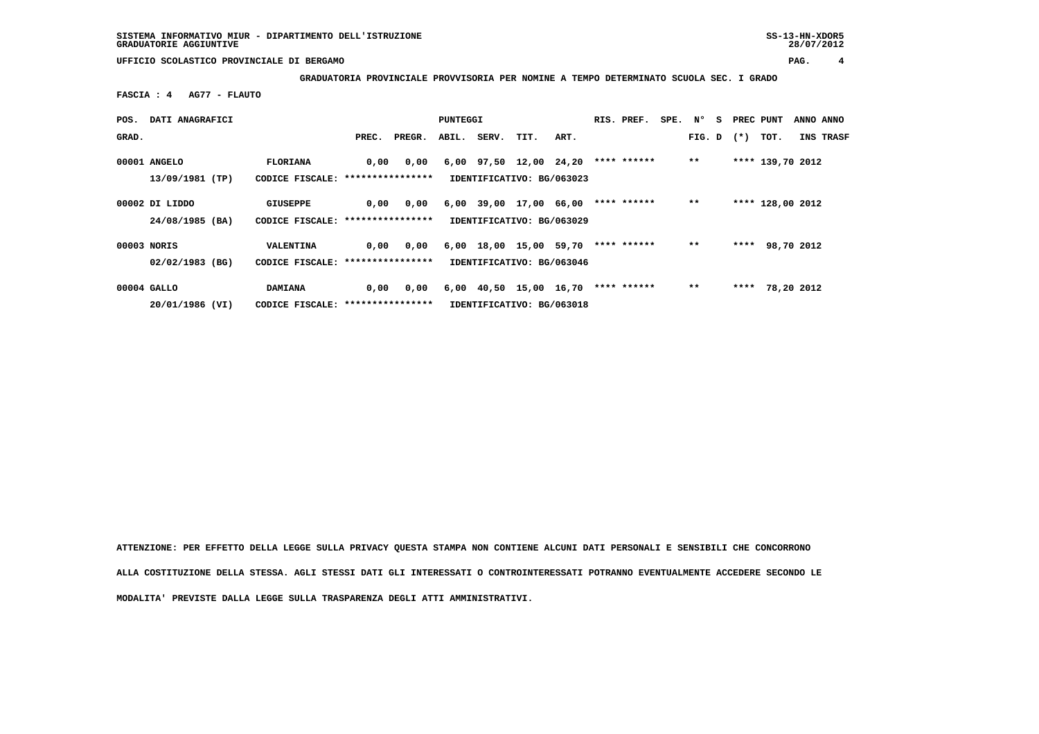**SISTEMA INFORMATIVO MIUR - DIPARTIMENTO DELL'ISTRUZIONE** SS-13-HN-XDOR5
**GRADUATORIE AGGIUNTIVE** 28/07/2012

**UFFICIO SCOLASTICO PROVINCIALE DI BERGAMO**

**GRADUATORIA PROVINCIALE PROVVISORIA PER NOMINE A TEMPO DETERMINATO SCUOLA SEC. I GRADO**

**FASCIA : 4 AG77 - FLAUTO**

| POS. GRAD. | DATI ANAGRAFICI | | PREC. | PREGR. | ABIL. | SERV. | TIT. | ART. | RIS. | PREF. | SPE. | N° FIG. | S D | PREC (*) | PUNT TOT. | ANNO INS | ANNO TRASF |
|---|---|---|---|---|---|---|---|---|---|---|---|---|---|---|---|---|---|
| 00001 | ANGELO 13/09/1981 (TP) | FLORIANA CODICE FISCALE: **************** | 0,00 | 0,00 | 6,00 | 97,50 | 12,00 | 24,20 | **** | ****** | | ** | | **** | 139,70 | 2012 | |
| | | IDENTIFICATIVO: BG/063023 | | | | | | | | | | | | | | | |
| 00002 | DI LIDDO 24/08/1985 (BA) | GIUSEPPE CODICE FISCALE: **************** | 0,00 | 0,00 | 6,00 | 39,00 | 17,00 | 66,00 | **** | ****** | | ** | | **** | 128,00 | 2012 | |
| | | IDENTIFICATIVO: BG/063029 | | | | | | | | | | | | | | | |
| 00003 | NORIS 02/02/1983 (BG) | VALENTINA CODICE FISCALE: **************** | 0,00 | 0,00 | 6,00 | 18,00 | 15,00 | 59,70 | **** | ****** | | ** | | **** | 98,70 | 2012 | |
| | | IDENTIFICATIVO: BG/063046 | | | | | | | | | | | | | | | |
| 00004 | GALLO 20/01/1986 (VI) | DAMIANA CODICE FISCALE: **************** | 0,00 | 0,00 | 6,00 | 40,50 | 15,00 | 16,70 | **** | ****** | | ** | | **** | 78,20 | 2012 | |
| | | IDENTIFICATIVO: BG/063018 | | | | | | | | | | | | | | | |

**ATTENZIONE: PER EFFETTO DELLA LEGGE SULLA PRIVACY QUESTA STAMPA NON CONTIENE ALCUNI DATI PERSONALI E SENSIBILI CHE CONCORRONO ALLA COSTITUZIONE DELLA STESSA. AGLI STESSI DATI GLI INTERESSATI O CONTROINTERESSATI POTRANNO EVENTUALMENTE ACCEDERE SECONDO LE MODALITA' PREVISTE DALLA LEGGE SULLA TRASPARENZA DEGLI ATTI AMMINISTRATIVI.**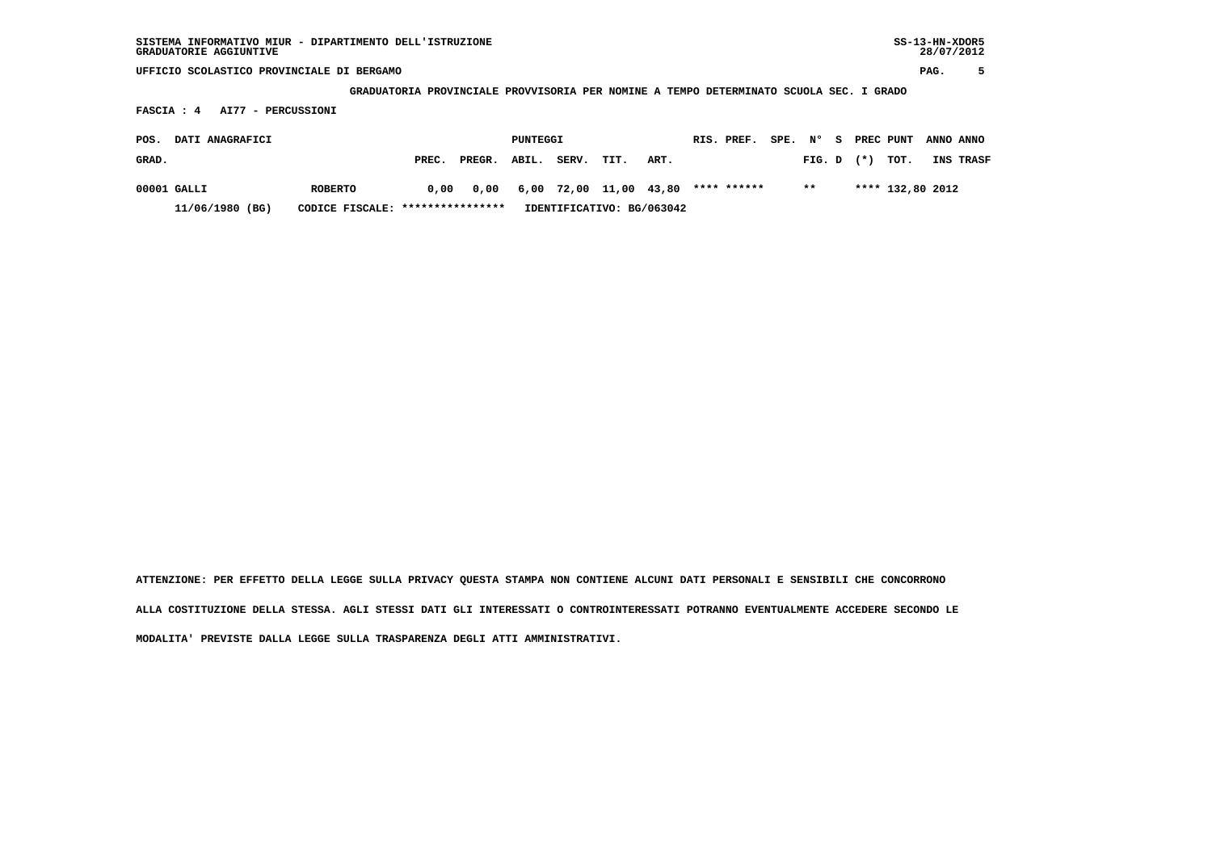SISTEMA INFORMATIVO MIUR - DIPARTIMENTO DELL'ISTRUZIONE
GRADUATORIE AGGIUNTIVE

SS-13-HN-XDOR5
28/07/2012

UFFICIO SCOLASTICO PROVINCIALE DI BERGAMO

**GRADUATORIA PROVINCIALE PROVVISORIA PER NOMINE A TEMPO DETERMINATO SCUOLA SEC. I GRADO**

**FASCIA : 4 AI77 - PERCUSSIONI**

| POS. GRAD. | DATI ANAGRAFICI | | PUNTEGGI PREC. | PREGR. | ABIL. | SERV. | TIT. | ART. | RIS. | PREF. | SPE. | N° FIG. | S D | PREC (*) | PUNT TOT. | ANNO INS | ANNO TRASF |
|---|---|---|---|---|---|---|---|---|---|---|---|---|---|---|---|---|---|
| 00001 | GALLI | ROBERTO | 0,00 | 0,00 | 6,00 | 72,00 | 11,00 | 43,80 | **** | ****** | | ** | | **** | 132,80 | 2012 | |
| | 11/06/1980 (BG) | CODICE FISCALE: **************** | IDENTIFICATIVO: BG/063042 | | | | | | | | | | | | | | |

ATTENZIONE: PER EFFETTO DELLA LEGGE SULLA PRIVACY QUESTA STAMPA NON CONTIENE ALCUNI DATI PERSONALI E SENSIBILI CHE CONCORRONO ALLA COSTITUZIONE DELLA STESSA. AGLI STESSI DATI GLI INTERESSATI O CONTROINTERESSATI POTRANNO EVENTUALMENTE ACCEDERE SECONDO LE MODALITA' PREVISTE DALLA LEGGE SULLA TRASPARENZA DEGLI ATTI AMMINISTRATIVI.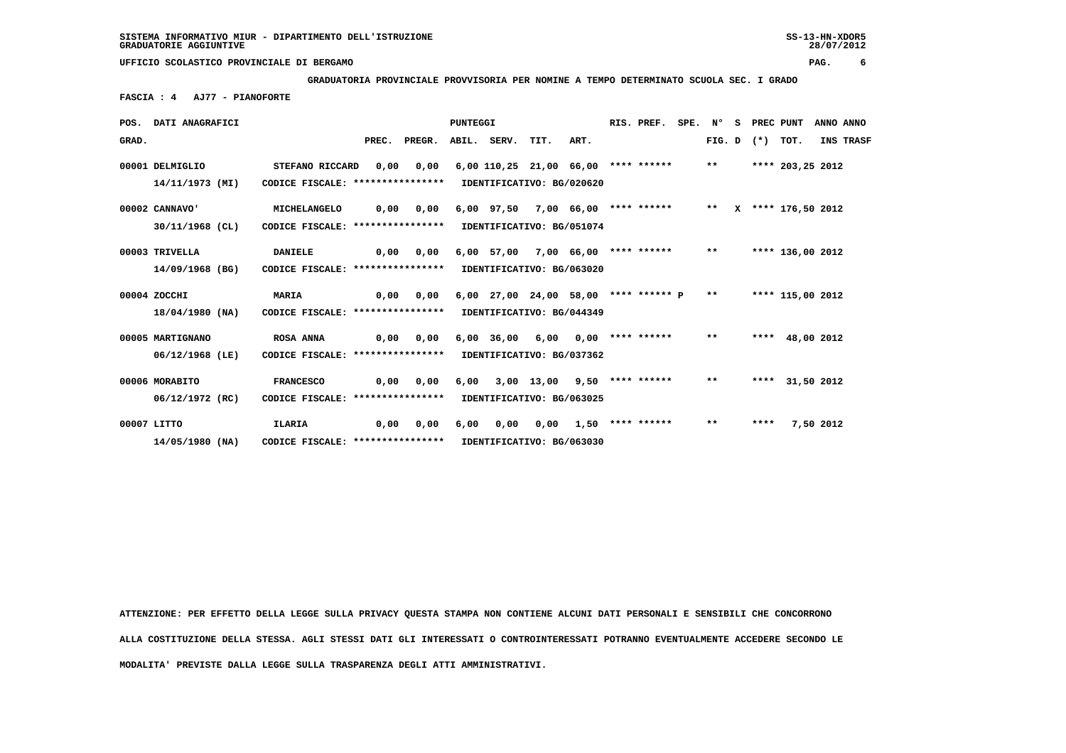SISTEMA INFORMATIVO MIUR - DIPARTIMENTO DELL'ISTRUZIONE
GRADUATORIE AGGIUNTIVE

UFFICIO SCOLASTICO PROVINCIALE DI BERGAMO

**GRADUATORIA PROVINCIALE PROVVISORIA PER NOMINE A TEMPO DETERMINATO SCUOLA SEC. I GRADO**

**FASCIA : 4 AJ77 - PIANOFORTE**

| POS. GRAD. | DATI ANAGRAFICI | | PREC. | PREGR. | ABIL. | SERV. | TIT. | ART. | RIS. PREF. | SPE. | N° FIG. | S D | PREC (*) | PUNT TOT. | ANNO INS | ANNO TRASF |
|---|---|---|---|---|---|---|---|---|---|---|---|---|---|---|---|---|
| 00001 | DELMIGLIO 14/11/1973 (MI) | STEFANO RICCARD CODICE FISCALE: **************** | 0,00 | 0,00 | 6,00 | 110,25 | 21,00 | 66,00 | **** ****** | | ** | | **** | 203,25 | 2012 | |
| | IDENTIFICATIVO: BG/020620 | | | | | | | | | | | | | | | |
| 00002 | CANNAVO' 30/11/1968 (CL) | MICHELANGELO CODICE FISCALE: **************** | 0,00 | 0,00 | 6,00 | 97,50 | 7,00 | 66,00 | **** ****** | | ** | X | **** | 176,50 | 2012 | |
| | IDENTIFICATIVO: BG/051074 | | | | | | | | | | | | | | | |
| 00003 | TRIVELLA 14/09/1968 (BG) | DANIELE CODICE FISCALE: **************** | 0,00 | 0,00 | 6,00 | 57,00 | 7,00 | 66,00 | **** ****** | | ** | | **** | 136,00 | 2012 | |
| | IDENTIFICATIVO: BG/063020 | | | | | | | | | | | | | | | |
| 00004 | ZOCCHI 18/04/1980 (NA) | MARIA CODICE FISCALE: **************** | 0,00 | 0,00 | 6,00 | 27,00 | 24,00 | 58,00 | **** ****** P | | ** | | **** | 115,00 | 2012 | |
| | IDENTIFICATIVO: BG/044349 | | | | | | | | | | | | | | | |
| 00005 | MARTIGNANO 06/12/1968 (LE) | ROSA ANNA CODICE FISCALE: **************** | 0,00 | 0,00 | 6,00 | 36,00 | 6,00 | 0,00 | **** ****** | | ** | | **** | 48,00 | 2012 | |
| | IDENTIFICATIVO: BG/037362 | | | | | | | | | | | | | | | |
| 00006 | MORABITO 06/12/1972 (RC) | FRANCESCO CODICE FISCALE: **************** | 0,00 | 0,00 | 6,00 | 3,00 | 13,00 | 9,50 | **** ****** | | ** | | **** | 31,50 | 2012 | |
| | IDENTIFICATIVO: BG/063025 | | | | | | | | | | | | | | | |
| 00007 | LITTO 14/05/1980 (NA) | ILARIA CODICE FISCALE: **************** | 0,00 | 0,00 | 6,00 | 0,00 | 0,00 | 1,50 | **** ****** | | ** | | **** | 7,50 | 2012 | |
| | IDENTIFICATIVO: BG/063030 | | | | | | | | | | | | | | | |

ATTENZIONE: PER EFFETTO DELLA LEGGE SULLA PRIVACY QUESTA STAMPA NON CONTIENE ALCUNI DATI PERSONALI E SENSIBILI CHE CONCORRONO ALLA COSTITUZIONE DELLA STESSA. AGLI STESSI DATI GLI INTERESSATI O CONTROINTERESSATI POTRANNO EVENTUALMENTE ACCEDERE SECONDO LE MODALITA' PREVISTE DALLA LEGGE SULLA TRASPARENZA DEGLI ATTI AMMINISTRATIVI.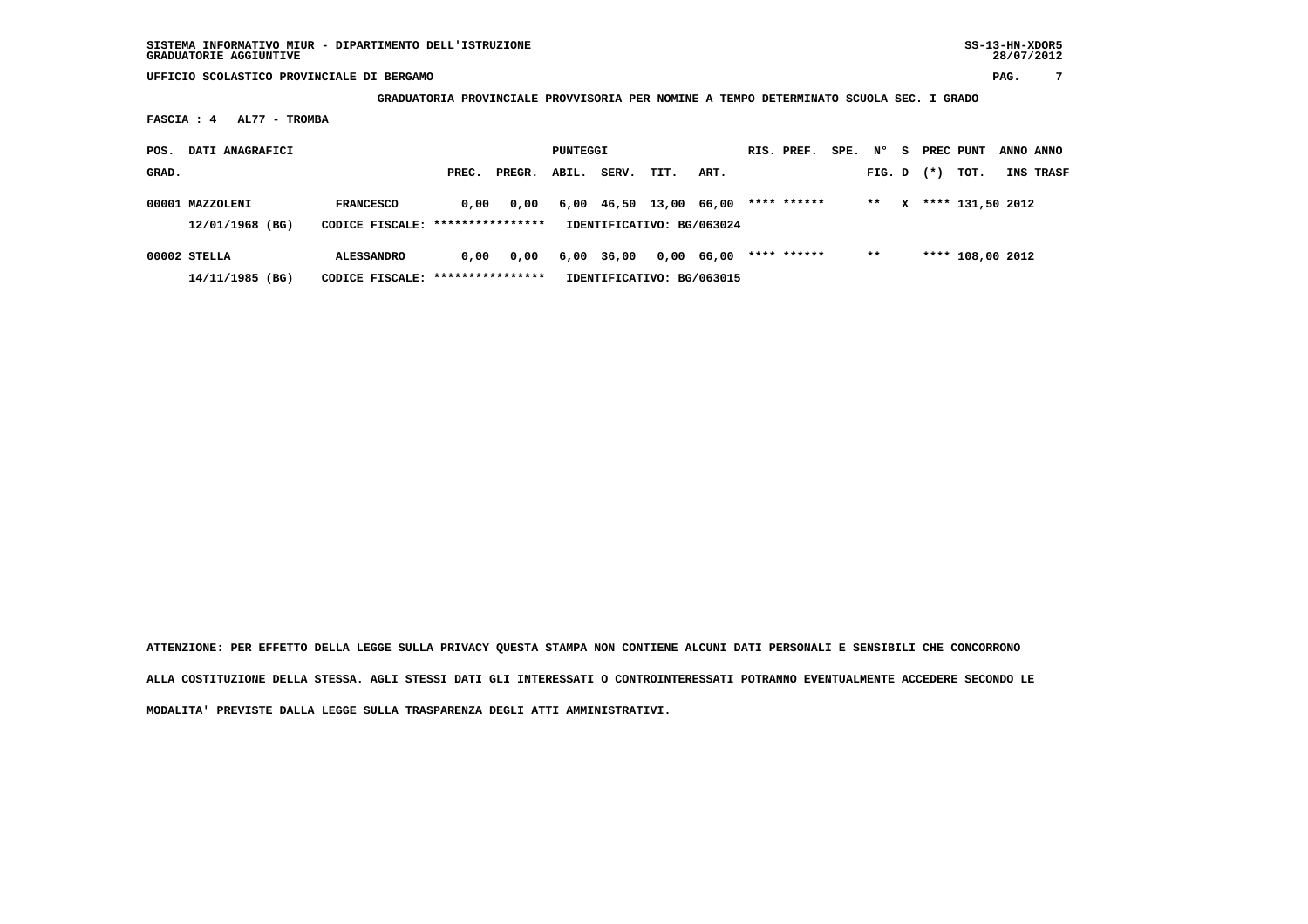SISTEMA INFORMATIVO MIUR - DIPARTIMENTO DELL'ISTRUZIONE
GRADUATORIE AGGIUNTIVE

UFFICIO SCOLASTICO PROVINCIALE DI BERGAMO

**GRADUATORIA PROVINCIALE PROVVISORIA PER NOMINE A TEMPO DETERMINATO SCUOLA SEC. I GRADO**

**FASCIA : 4 AL77 - TROMBA**

| POS. GRAD. | DATI ANAGRAFICI | | PREC. | PREGR. | ABIL. | SERV. | TIT. | ART. | RIS. PREF. | SPE. | N° FIG. | S D | PREC (*) | PUNT TOT. | ANNO INS | ANNO TRASF |
|---|---|---|---|---|---|---|---|---|---|---|---|---|---|---|---|---|
| 00001 | MAZZOLENI | FRANCESCO | 0,00 | 0,00 | 6,00 | 46,50 | 13,00 | 66,00 | **** ****** | | ** | X | **** | 131,50 | 2012 | |
| | 12/01/1968 (BG) | CODICE FISCALE: **************** | | | IDENTIFICATIVO: BG/063024 | | | | | | | | | | | |
| 00002 | STELLA | ALESSANDRO | 0,00 | 0,00 | 6,00 | 36,00 | 0,00 | 66,00 | **** ****** | | ** | | **** | 108,00 | 2012 | |
| | 14/11/1985 (BG) | CODICE FISCALE: **************** | | | IDENTIFICATIVO: BG/063015 | | | | | | | | | | | |

**ATTENZIONE: PER EFFETTO DELLA LEGGE SULLA PRIVACY QUESTA STAMPA NON CONTIENE ALCUNI DATI PERSONALI E SENSIBILI CHE CONCORRONO ALLA COSTITUZIONE DELLA STESSA. AGLI STESSI DATI GLI INTERESSATI O CONTROINTERESSATI POTRANNO EVENTUALMENTE ACCEDERE SECONDO LE MODALITA' PREVISTE DALLA LEGGE SULLA TRASPARENZA DEGLI ATTI AMMINISTRATIVI.**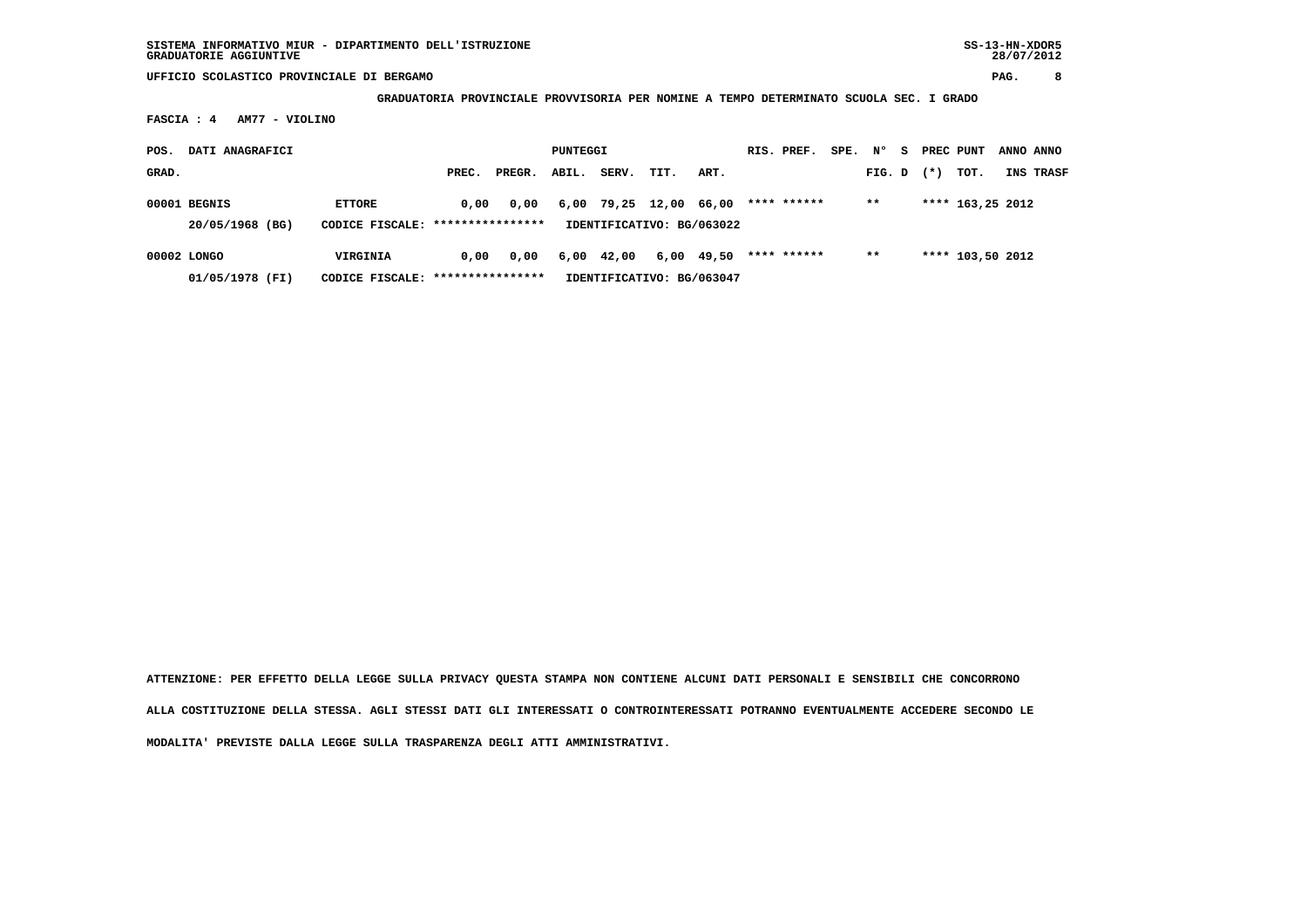SISTEMA INFORMATIVO MIUR - DIPARTIMENTO DELL'ISTRUZIONE
GRADUATORIE AGGIUNTIVE

SS-13-HN-XDOR5
28/07/2012

UFFICIO SCOLASTICO PROVINCIALE DI BERGAMO

**GRADUATORIA PROVINCIALE PROVVISORIA PER NOMINE A TEMPO DETERMINATO SCUOLA SEC. I GRADO**

**FASCIA : 4 AM77 - VIOLINO**

| POS. GRAD. | DATI ANAGRAFICI | | PREC. | PREGR. | ABIL. | SERV. | TIT. | ART. | RIS. | PREF. | SPE. | N° FIG. | S D | PREC (*) | PUNT TOT. | ANNO INS | ANNO TRASF |
|---|---|---|---|---|---|---|---|---|---|---|---|---|---|---|---|---|---|
| 00001 | BEGNIS | ETTORE | 0,00 | 0,00 | 6,00 | 79,25 | 12,00 | 66,00 | **** | ****** | | ** | | **** | 163,25 | 2012 | |
| | 20/05/1968 (BG) | CODICE FISCALE: **************** | | | IDENTIFICATIVO: BG/063022 | | | | | | | | | | | | |
| 00002 | LONGO | VIRGINIA | 0,00 | 0,00 | 6,00 | 42,00 | 6,00 | 49,50 | **** | ****** | | ** | | **** | 103,50 | 2012 | |
| | 01/05/1978 (FI) | CODICE FISCALE: **************** | | | IDENTIFICATIVO: BG/063047 | | | | | | | | | | | | |

ATTENZIONE: PER EFFETTO DELLA LEGGE SULLA PRIVACY QUESTA STAMPA NON CONTIENE ALCUNI DATI PERSONALI E SENSIBILI CHE CONCORRONO ALLA COSTITUZIONE DELLA STESSA. AGLI STESSI DATI GLI INTERESSATI O CONTROINTERESSATI POTRANNO EVENTUALMENTE ACCEDERE SECONDO LE MODALITA' PREVISTE DALLA LEGGE SULLA TRASPARENZA DEGLI ATTI AMMINISTRATIVI.